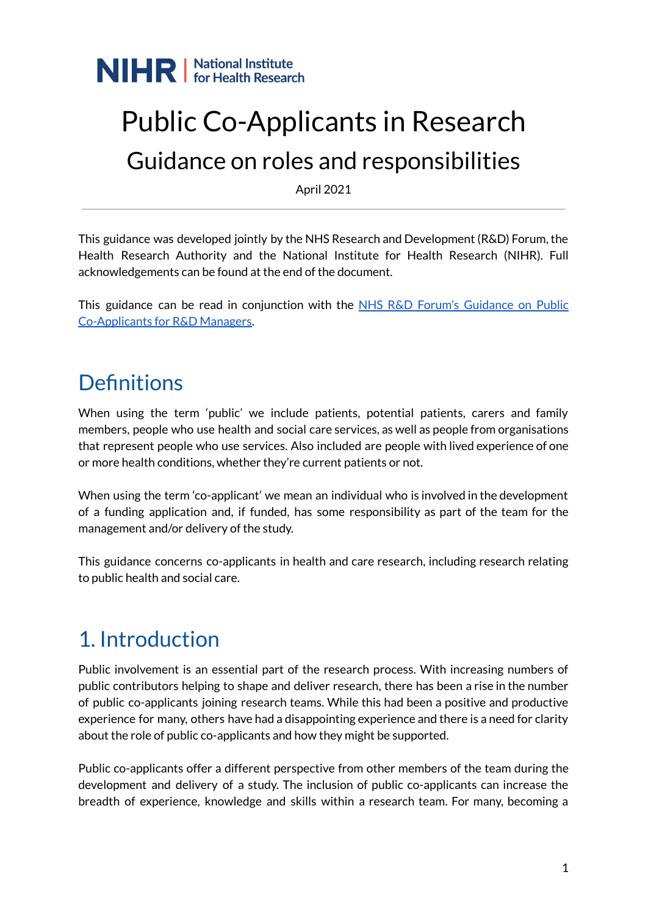NIHR | National Institute for Health Research

# Public Co-Applicants in Research

## Guidance on roles and responsibilities

April 2021

This guidance was developed jointly by the NHS Research and Development (R&D) Forum, the Health Research Authority and the National Institute for Health Research (NIHR). Full acknowledgements can be found at the end of the document.

This guidance can be read in conjunction with the [NHS R&D Forum's Guidance on Public Co-Applicants for R&D Managers]().

## Definitions

When using the term 'public' we include patients, potential patients, carers and family members, people who use health and social care services, as well as people from organisations that represent people who use services. Also included are people with lived experience of one or more health conditions, whether they're current patients or not.

When using the term 'co-applicant' we mean an individual who is involved in the development of a funding application and, if funded, has some responsibility as part of the team for the management and/or delivery of the study.

This guidance concerns co-applicants in health and care research, including research relating to public health and social care.

## 1. Introduction

Public involvement is an essential part of the research process. With increasing numbers of public contributors helping to shape and deliver research, there has been a rise in the number of public co-applicants joining research teams. While this had been a positive and productive experience for many, others have had a disappointing experience and there is a need for clarity about the role of public co-applicants and how they might be supported.

Public co-applicants offer a different perspective from other members of the team during the development and delivery of a study. The inclusion of public co-applicants can increase the breadth of experience, knowledge and skills within a research team. For many, becoming a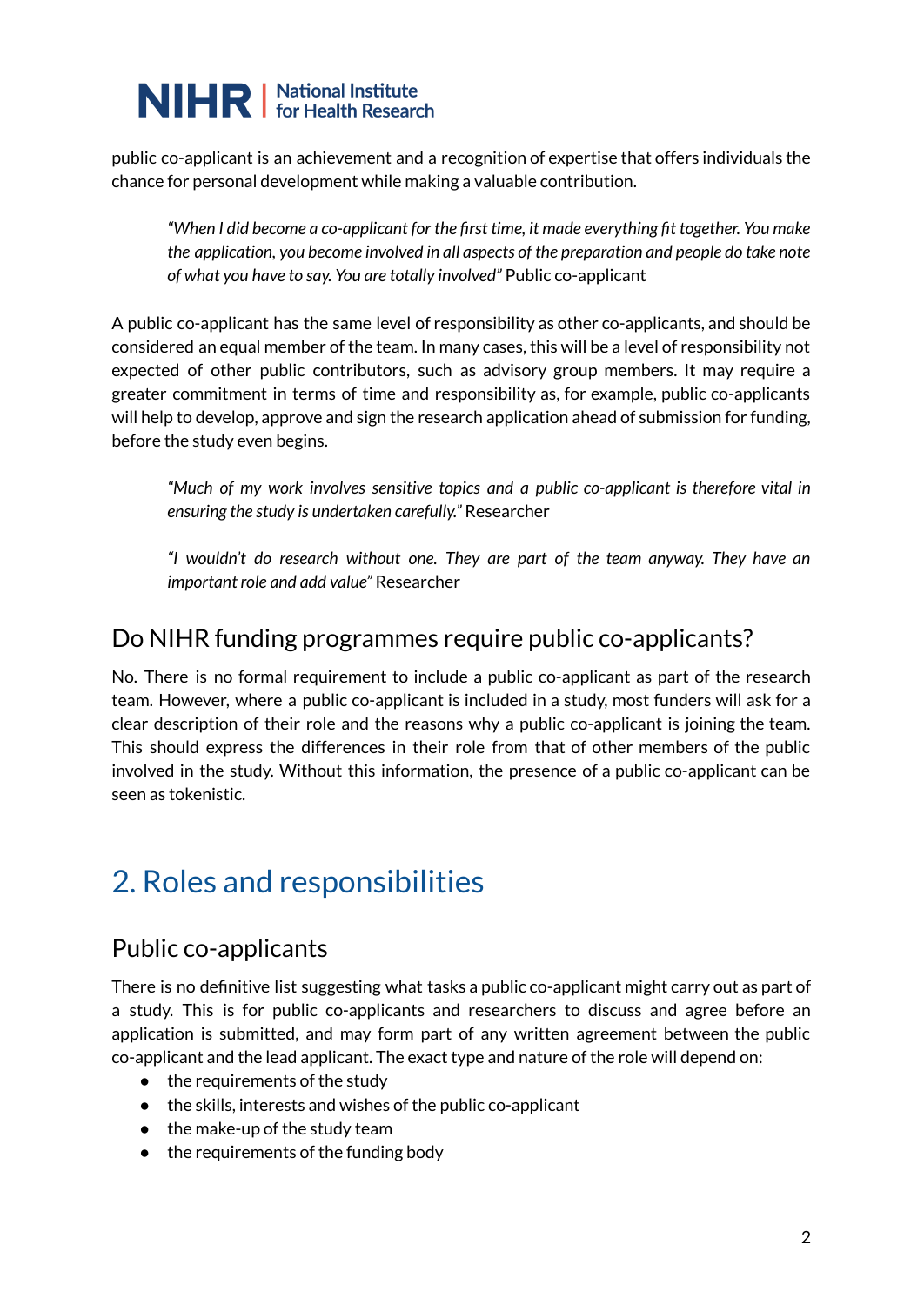public co-applicant is an achievement and a recognition of expertise that offers individuals the chance for personal development while making a valuable contribution.

> *"When I did become a co-applicant for the first time, it made everything fit together. You make the application, you become involved in all aspects of the preparation and people do take note of what you have to say. You are totally involved"* Public co-applicant

A public co-applicant has the same level of responsibility as other co-applicants, and should be considered an equal member of the team. In many cases, this will be a level of responsibility not expected of other public contributors, such as advisory group members. It may require a greater commitment in terms of time and responsibility as, for example, public co-applicants will help to develop, approve and sign the research application ahead of submission for funding, before the study even begins.

> *"Much of my work involves sensitive topics and a public co-applicant is therefore vital in ensuring the study is undertaken carefully."* Researcher

> *"I wouldn't do research without one. They are part of the team anyway. They have an important role and add value"* Researcher

### Do NIHR funding programmes require public co-applicants?

No. There is no formal requirement to include a public co-applicant as part of the research team. However, where a public co-applicant is included in a study, most funders will ask for a clear description of their role and the reasons why a public co-applicant is joining the team. This should express the differences in their role from that of other members of the public involved in the study. Without this information, the presence of a public co-applicant can be seen as tokenistic.

## 2. Roles and responsibilities

### Public co-applicants

There is no definitive list suggesting what tasks a public co-applicant might carry out as part of a study. This is for public co-applicants and researchers to discuss and agree before an application is submitted, and may form part of any written agreement between the public co-applicant and the lead applicant. The exact type and nature of the role will depend on:

- the requirements of the study
- the skills, interests and wishes of the public co-applicant
- the make-up of the study team
- the requirements of the funding body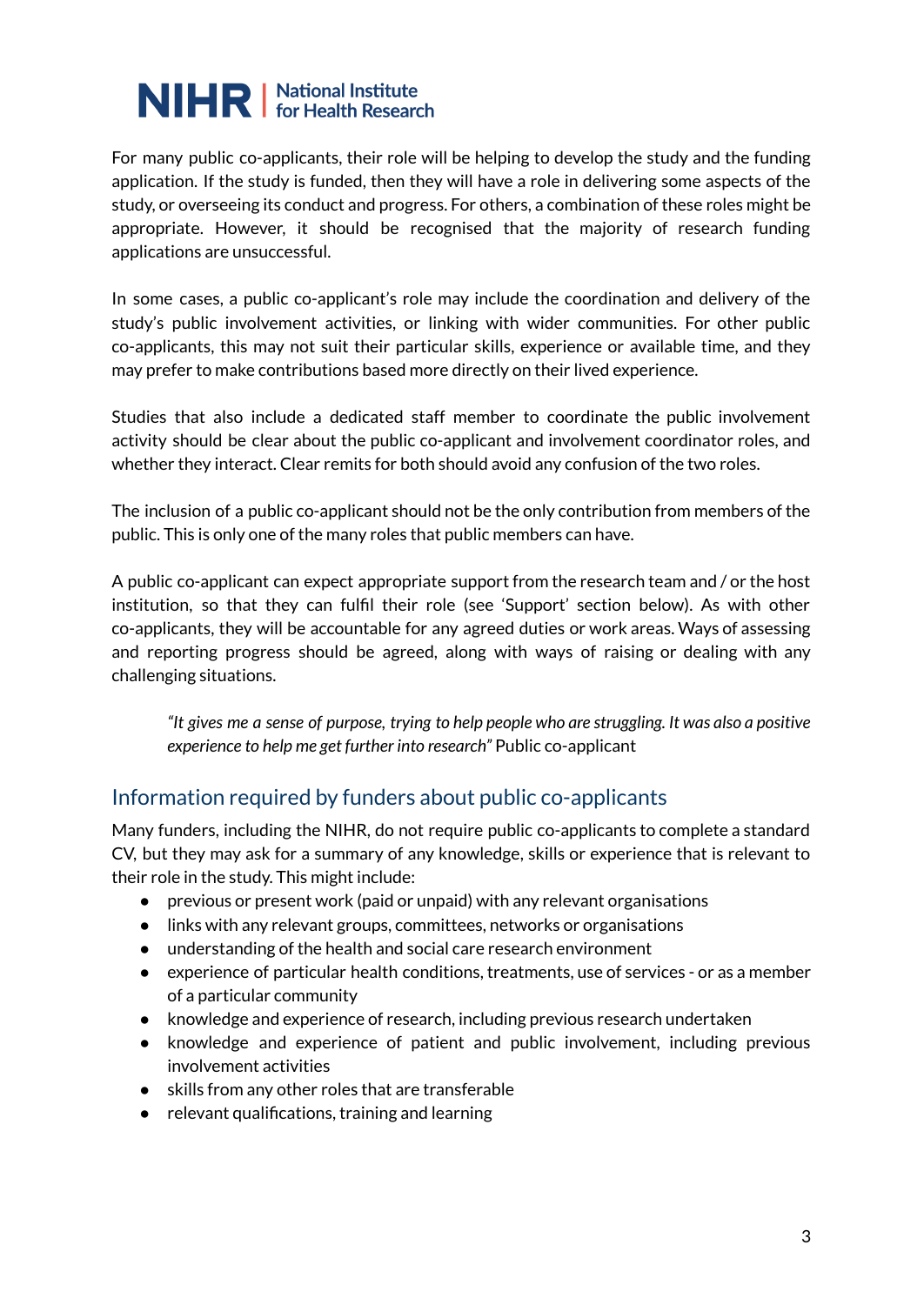For many public co-applicants, their role will be helping to develop the study and the funding application. If the study is funded, then they will have a role in delivering some aspects of the study, or overseeing its conduct and progress. For others, a combination of these roles might be appropriate. However, it should be recognised that the majority of research funding applications are unsuccessful.

In some cases, a public co-applicant's role may include the coordination and delivery of the study's public involvement activities, or linking with wider communities. For other public co-applicants, this may not suit their particular skills, experience or available time, and they may prefer to make contributions based more directly on their lived experience.

Studies that also include a dedicated staff member to coordinate the public involvement activity should be clear about the public co-applicant and involvement coordinator roles, and whether they interact. Clear remits for both should avoid any confusion of the two roles.

The inclusion of a public co-applicant should not be the only contribution from members of the public. This is only one of the many roles that public members can have.

A public co-applicant can expect appropriate support from the research team and / or the host institution, so that they can fulfil their role (see 'Support' section below). As with other co-applicants, they will be accountable for any agreed duties or work areas. Ways of assessing and reporting progress should be agreed, along with ways of raising or dealing with any challenging situations.

> *"It gives me a sense of purpose, trying to help people who are struggling. It was also a positive experience to help me get further into research"* Public co-applicant

## Information required by funders about public co-applicants

Many funders, including the NIHR, do not require public co-applicants to complete a standard CV, but they may ask for a summary of any knowledge, skills or experience that is relevant to their role in the study. This might include:

- previous or present work (paid or unpaid) with any relevant organisations
- links with any relevant groups, committees, networks or organisations
- understanding of the health and social care research environment
- experience of particular health conditions, treatments, use of services - or as a member of a particular community
- knowledge and experience of research, including previous research undertaken
- knowledge and experience of patient and public involvement, including previous involvement activities
- skills from any other roles that are transferable
- relevant qualifications, training and learning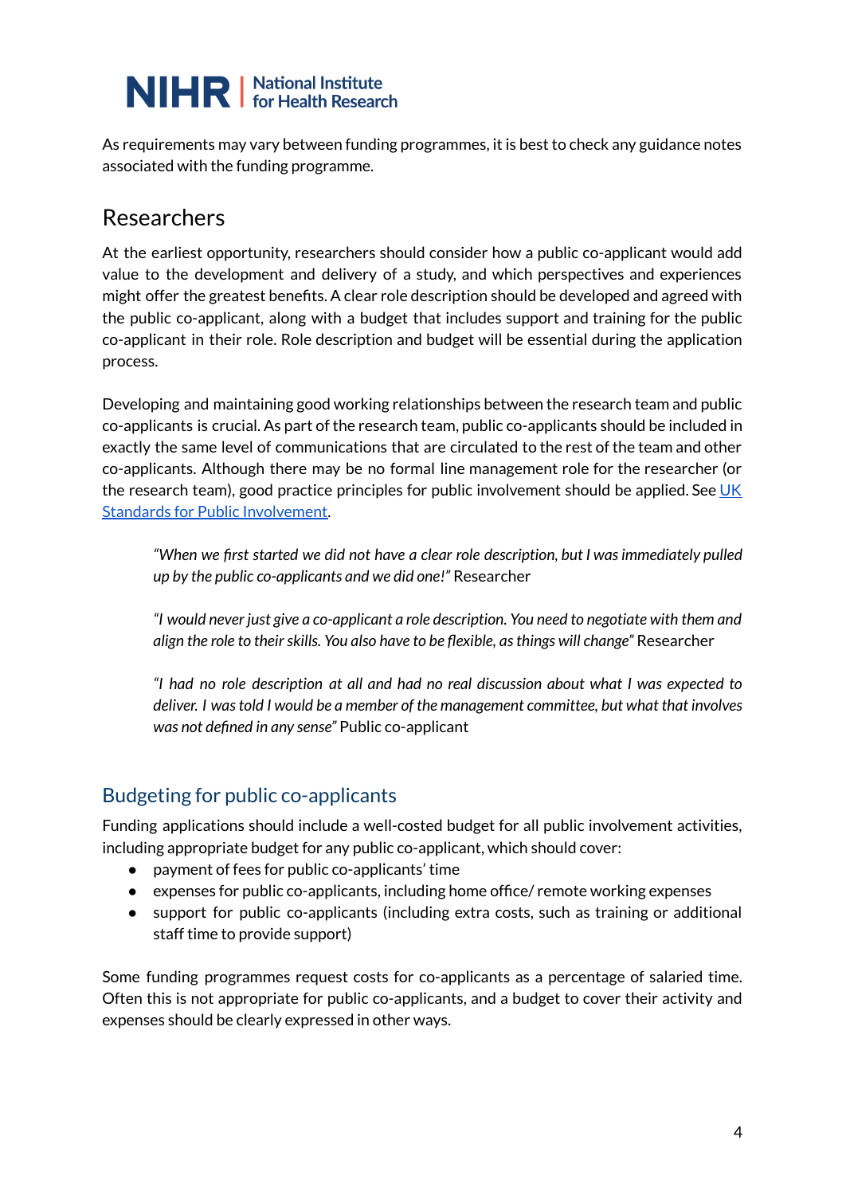As requirements may vary between funding programmes, it is best to check any guidance notes associated with the funding programme.

## Researchers

At the earliest opportunity, researchers should consider how a public co-applicant would add value to the development and delivery of a study, and which perspectives and experiences might offer the greatest benefits. A clear role description should be developed and agreed with the public co-applicant, along with a budget that includes support and training for the public co-applicant in their role. Role description and budget will be essential during the application process.

Developing and maintaining good working relationships between the research team and public co-applicants is crucial. As part of the research team, public co-applicants should be included in exactly the same level of communications that are circulated to the rest of the team and other co-applicants. Although there may be no formal line management role for the researcher (or the research team), good practice principles for public involvement should be applied. See [UK Standards for Public Involvement](UK Standards for Public Involvement).

> *"When we first started we did not have a clear role description, but I was immediately pulled up by the public co-applicants and we did one!"* Researcher

> *"I would never just give a co-applicant a role description. You need to negotiate with them and align the role to their skills. You also have to be flexible, as things will change"* Researcher

> *"I had no role description at all and had no real discussion about what I was expected to deliver. I was told I would be a member of the management committee, but what that involves was not defined in any sense"* Public co-applicant

### Budgeting for public co-applicants

Funding applications should include a well-costed budget for all public involvement activities, including appropriate budget for any public co-applicant, which should cover:

- payment of fees for public co-applicants' time
- expenses for public co-applicants, including home office/ remote working expenses
- support for public co-applicants (including extra costs, such as training or additional staff time to provide support)

Some funding programmes request costs for co-applicants as a percentage of salaried time. Often this is not appropriate for public co-applicants, and a budget to cover their activity and expenses should be clearly expressed in other ways.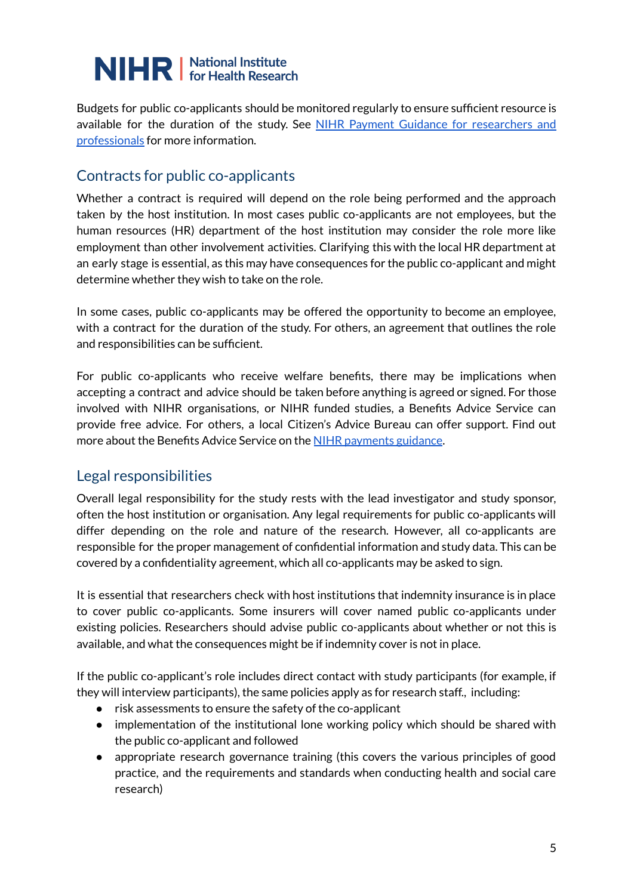Budgets for public co-applicants should be monitored regularly to ensure sufficient resource is available for the duration of the study. See [NIHR Payment Guidance for researchers and professionals](#) for more information.

## Contracts for public co-applicants

Whether a contract is required will depend on the role being performed and the approach taken by the host institution. In most cases public co-applicants are not employees, but the human resources (HR) department of the host institution may consider the role more like employment than other involvement activities. Clarifying this with the local HR department at an early stage is essential, as this may have consequences for the public co-applicant and might determine whether they wish to take on the role.

In some cases, public co-applicants may be offered the opportunity to become an employee, with a contract for the duration of the study. For others, an agreement that outlines the role and responsibilities can be sufficient.

For public co-applicants who receive welfare benefits, there may be implications when accepting a contract and advice should be taken before anything is agreed or signed. For those involved with NIHR organisations, or NIHR funded studies, a Benefits Advice Service can provide free advice. For others, a local Citizen's Advice Bureau can offer support. Find out more about the Benefits Advice Service on the [NIHR payments guidance](#).

## Legal responsibilities

Overall legal responsibility for the study rests with the lead investigator and study sponsor, often the host institution or organisation. Any legal requirements for public co-applicants will differ depending on the role and nature of the research. However, all co-applicants are responsible for the proper management of confidential information and study data. This can be covered by a confidentiality agreement, which all co-applicants may be asked to sign.

It is essential that researchers check with host institutions that indemnity insurance is in place to cover public co-applicants. Some insurers will cover named public co-applicants under existing policies. Researchers should advise public co-applicants about whether or not this is available, and what the consequences might be if indemnity cover is not in place.

If the public co-applicant's role includes direct contact with study participants (for example, if they will interview participants), the same policies apply as for research staff., including:

- risk assessments to ensure the safety of the co-applicant
- implementation of the institutional lone working policy which should be shared with the public co-applicant and followed
- appropriate research governance training (this covers the various principles of good practice, and the requirements and standards when conducting health and social care research)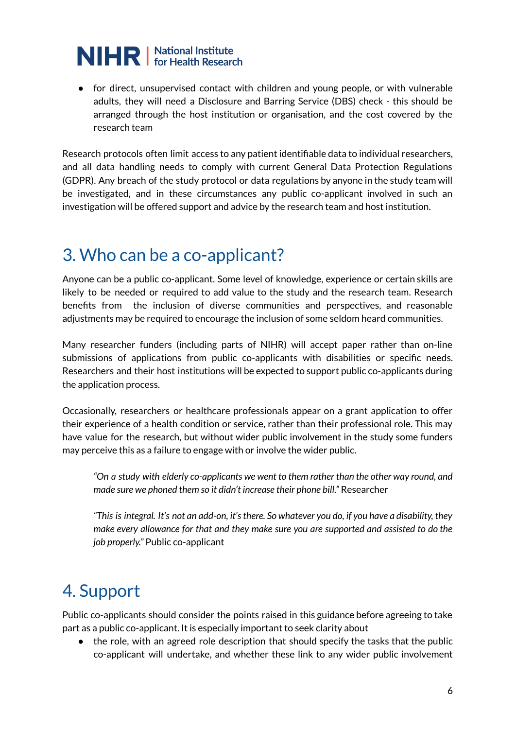- for direct, unsupervised contact with children and young people, or with vulnerable adults, they will need a Disclosure and Barring Service (DBS) check - this should be arranged through the host institution or organisation, and the cost covered by the research team

Research protocols often limit access to any patient identifiable data to individual researchers, and all data handling needs to comply with current General Data Protection Regulations (GDPR). Any breach of the study protocol or data regulations by anyone in the study team will be investigated, and in these circumstances any public co-applicant involved in such an investigation will be offered support and advice by the research team and host institution.

## 3. Who can be a co-applicant?

Anyone can be a public co-applicant. Some level of knowledge, experience or certain skills are likely to be needed or required to add value to the study and the research team. Research benefits from the inclusion of diverse communities and perspectives, and reasonable adjustments may be required to encourage the inclusion of some seldom heard communities.

Many researcher funders (including parts of NIHR) will accept paper rather than on-line submissions of applications from public co-applicants with disabilities or specific needs. Researchers and their host institutions will be expected to support public co-applicants during the application process.

Occasionally, researchers or healthcare professionals appear on a grant application to offer their experience of a health condition or service, rather than their professional role. This may have value for the research, but without wider public involvement in the study some funders may perceive this as a failure to engage with or involve the wider public.

> *"On a study with elderly co-applicants we went to them rather than the other way round, and made sure we phoned them so it didn't increase their phone bill."* Researcher

> *"This is integral. It's not an add-on, it's there. So whatever you do, if you have a disability, they make every allowance for that and they make sure you are supported and assisted to do the job properly."* Public co-applicant

## 4. Support

Public co-applicants should consider the points raised in this guidance before agreeing to take part as a public co-applicant. It is especially important to seek clarity about

- the role, with an agreed role description that should specify the tasks that the public co-applicant will undertake, and whether these link to any wider public involvement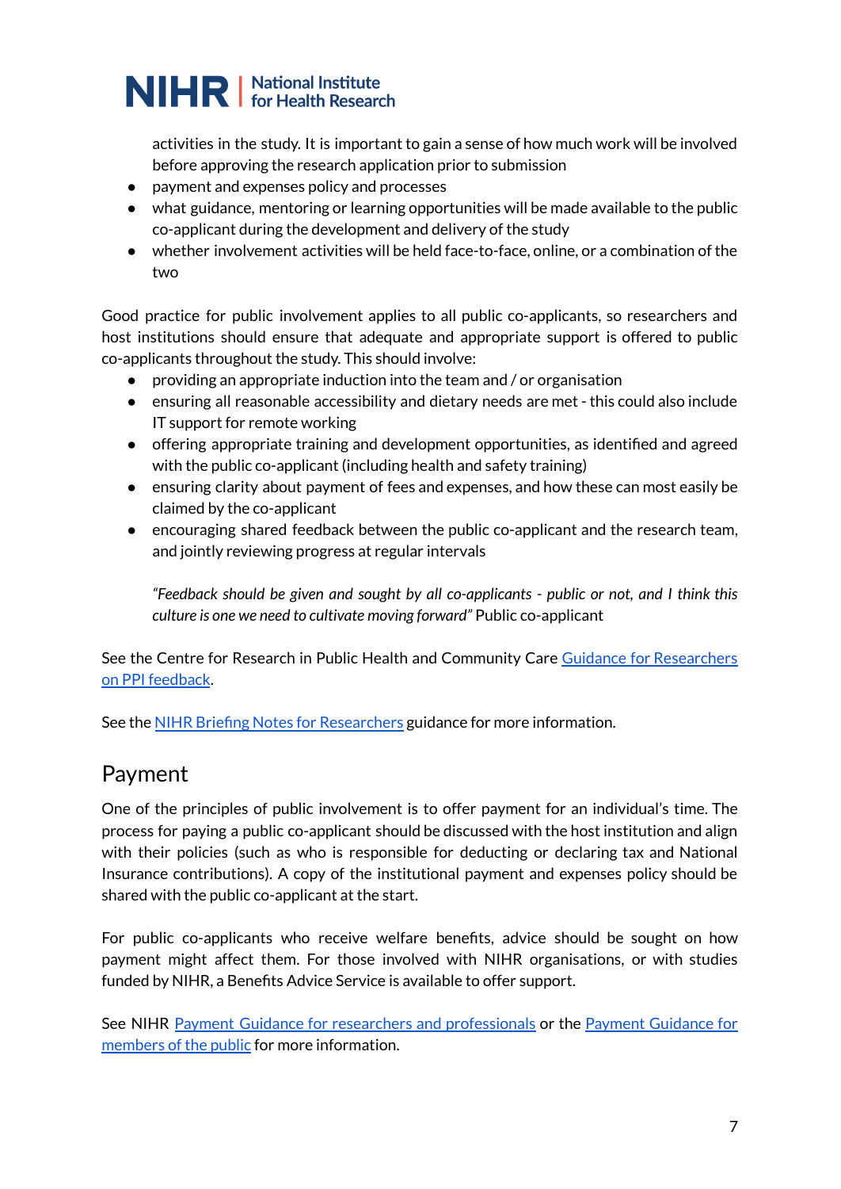activities in the study. It is important to gain a sense of how much work will be involved before approving the research application prior to submission

- payment and expenses policy and processes
- what guidance, mentoring or learning opportunities will be made available to the public co-applicant during the development and delivery of the study
- whether involvement activities will be held face-to-face, online, or a combination of the two

Good practice for public involvement applies to all public co-applicants, so researchers and host institutions should ensure that adequate and appropriate support is offered to public co-applicants throughout the study. This should involve:

- providing an appropriate induction into the team and / or organisation
- ensuring all reasonable accessibility and dietary needs are met - this could also include IT support for remote working
- offering appropriate training and development opportunities, as identified and agreed with the public co-applicant (including health and safety training)
- ensuring clarity about payment of fees and expenses, and how these can most easily be claimed by the co-applicant
- encouraging shared feedback between the public co-applicant and the research team, and jointly reviewing progress at regular intervals

> *"Feedback should be given and sought by all co-applicants - public or not, and I think this culture is one we need to cultivate moving forward"* Public co-applicant

See the Centre for Research in Public Health and Community Care Guidance for Researchers on PPI feedback.

See the NIHR Briefing Notes for Researchers guidance for more information.

## Payment

One of the principles of public involvement is to offer payment for an individual's time. The process for paying a public co-applicant should be discussed with the host institution and align with their policies (such as who is responsible for deducting or declaring tax and National Insurance contributions). A copy of the institutional payment and expenses policy should be shared with the public co-applicant at the start.

For public co-applicants who receive welfare benefits, advice should be sought on how payment might affect them. For those involved with NIHR organisations, or with studies funded by NIHR, a Benefits Advice Service is available to offer support.

See NIHR Payment Guidance for researchers and professionals or the Payment Guidance for members of the public for more information.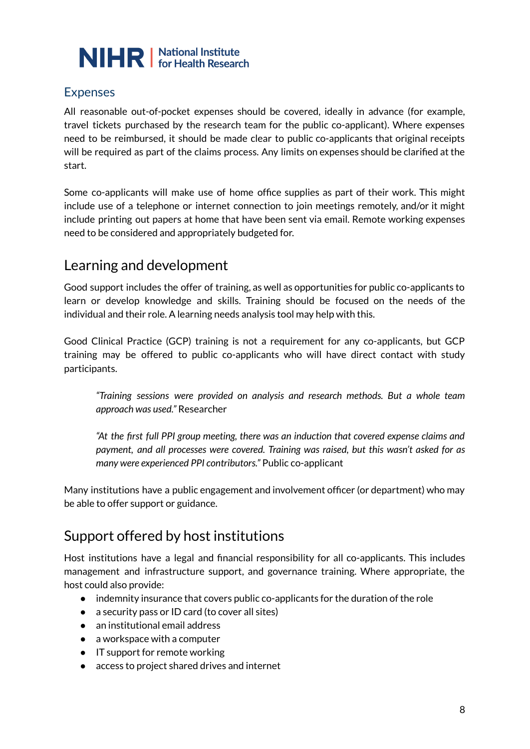## Expenses

All reasonable out-of-pocket expenses should be covered, ideally in advance (for example, travel tickets purchased by the research team for the public co-applicant). Where expenses need to be reimbursed, it should be made clear to public co-applicants that original receipts will be required as part of the claims process. Any limits on expenses should be clarified at the start.

Some co-applicants will make use of home office supplies as part of their work. This might include use of a telephone or internet connection to join meetings remotely, and/or it might include printing out papers at home that have been sent via email. Remote working expenses need to be considered and appropriately budgeted for.

# Learning and development

Good support includes the offer of training, as well as opportunities for public co-applicants to learn or develop knowledge and skills. Training should be focused on the needs of the individual and their role. A learning needs analysis tool may help with this.

Good Clinical Practice (GCP) training is not a requirement for any co-applicants, but GCP training may be offered to public co-applicants who will have direct contact with study participants.

> *"Training sessions were provided on analysis and research methods. But a whole team approach was used."* Researcher

> *"At the first full PPI group meeting, there was an induction that covered expense claims and payment, and all processes were covered. Training was raised, but this wasn't asked for as many were experienced PPI contributors."* Public co-applicant

Many institutions have a public engagement and involvement officer (or department) who may be able to offer support or guidance.

# Support offered by host institutions

Host institutions have a legal and financial responsibility for all co-applicants. This includes management and infrastructure support, and governance training. Where appropriate, the host could also provide:

- indemnity insurance that covers public co-applicants for the duration of the role
- a security pass or ID card (to cover all sites)
- an institutional email address
- a workspace with a computer
- IT support for remote working
- access to project shared drives and internet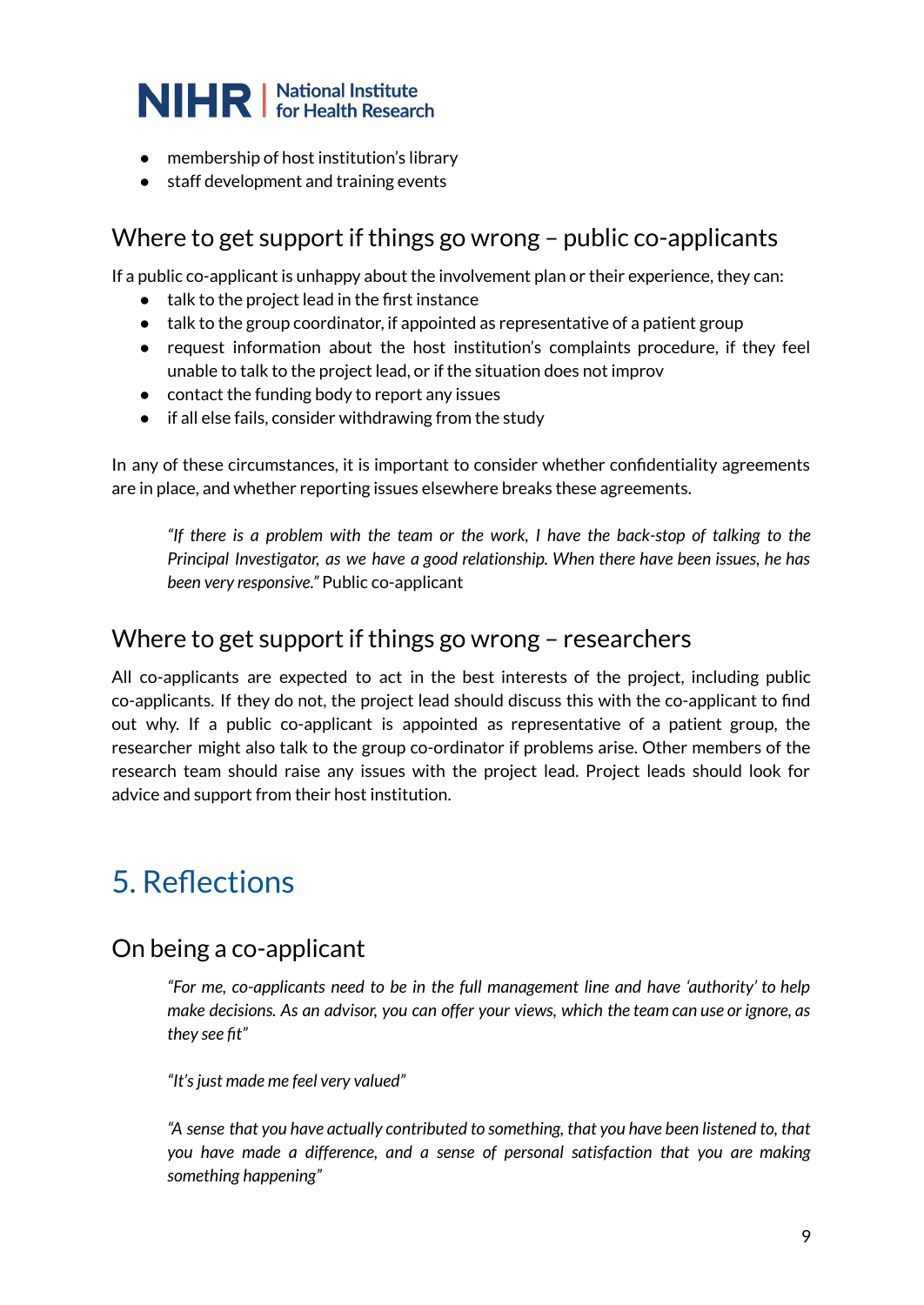- membership of host institution's library
- staff development and training events

## Where to get support if things go wrong – public co-applicants

If a public co-applicant is unhappy about the involvement plan or their experience, they can:

- talk to the project lead in the first instance
- talk to the group coordinator, if appointed as representative of a patient group
- request information about the host institution's complaints procedure, if they feel unable to talk to the project lead, or if the situation does not improv
- contact the funding body to report any issues
- if all else fails, consider withdrawing from the study

In any of these circumstances, it is important to consider whether confidentiality agreements are in place, and whether reporting issues elsewhere breaks these agreements.

> *"If there is a problem with the team or the work, I have the back-stop of talking to the Principal Investigator, as we have a good relationship. When there have been issues, he has been very responsive."* Public co-applicant

## Where to get support if things go wrong – researchers

All co-applicants are expected to act in the best interests of the project, including public co-applicants. If they do not, the project lead should discuss this with the co-applicant to find out why. If a public co-applicant is appointed as representative of a patient group, the researcher might also talk to the group co-ordinator if problems arise. Other members of the research team should raise any issues with the project lead. Project leads should look for advice and support from their host institution.

# 5. Reflections

## On being a co-applicant

> *"For me, co-applicants need to be in the full management line and have 'authority' to help make decisions. As an advisor, you can offer your views, which the team can use or ignore, as they see fit"*

> *"It's just made me feel very valued"*

> *"A sense that you have actually contributed to something, that you have been listened to, that you have made a difference, and a sense of personal satisfaction that you are making something happening"*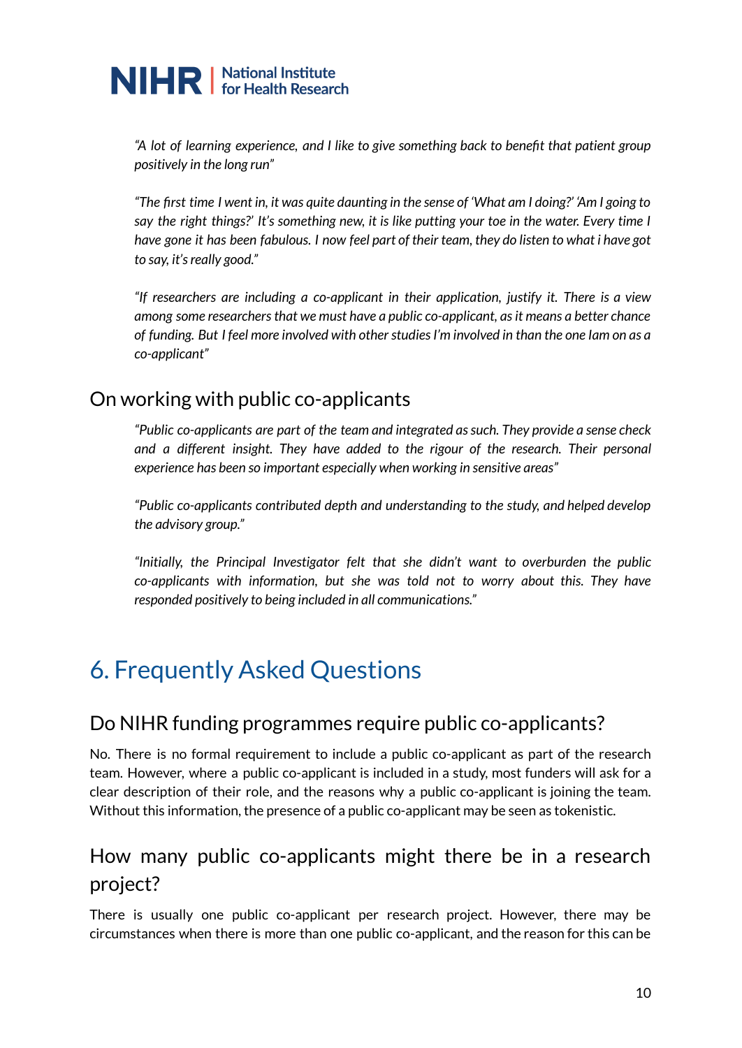*"A lot of learning experience, and I like to give something back to benefit that patient group positively in the long run"*

*"The first time I went in, it was quite daunting in the sense of 'What am I doing?' 'Am I going to say the right things?' It's something new, it is like putting your toe in the water. Every time I have gone it has been fabulous. I now feel part of their team, they do listen to what i have got to say, it's really good."*

*"If researchers are including a co-applicant in their application, justify it. There is a view among some researchers that we must have a public co-applicant, as it means a better chance of funding. But I feel more involved with other studies I'm involved in than the one Iam on as a co-applicant"*

### On working with public co-applicants

*"Public co-applicants are part of the team and integrated as such. They provide a sense check and a different insight. They have added to the rigour of the research. Their personal experience has been so important especially when working in sensitive areas"*

*"Public co-applicants contributed depth and understanding to the study, and helped develop the advisory group."*

*"Initially, the Principal Investigator felt that she didn't want to overburden the public co-applicants with information, but she was told not to worry about this. They have responded positively to being included in all communications."*

## 6. Frequently Asked Questions

### Do NIHR funding programmes require public co-applicants?

No. There is no formal requirement to include a public co-applicant as part of the research team. However, where a public co-applicant is included in a study, most funders will ask for a clear description of their role, and the reasons why a public co-applicant is joining the team. Without this information, the presence of a public co-applicant may be seen as tokenistic.

### How many public co-applicants might there be in a research project?

There is usually one public co-applicant per research project. However, there may be circumstances when there is more than one public co-applicant, and the reason for this can be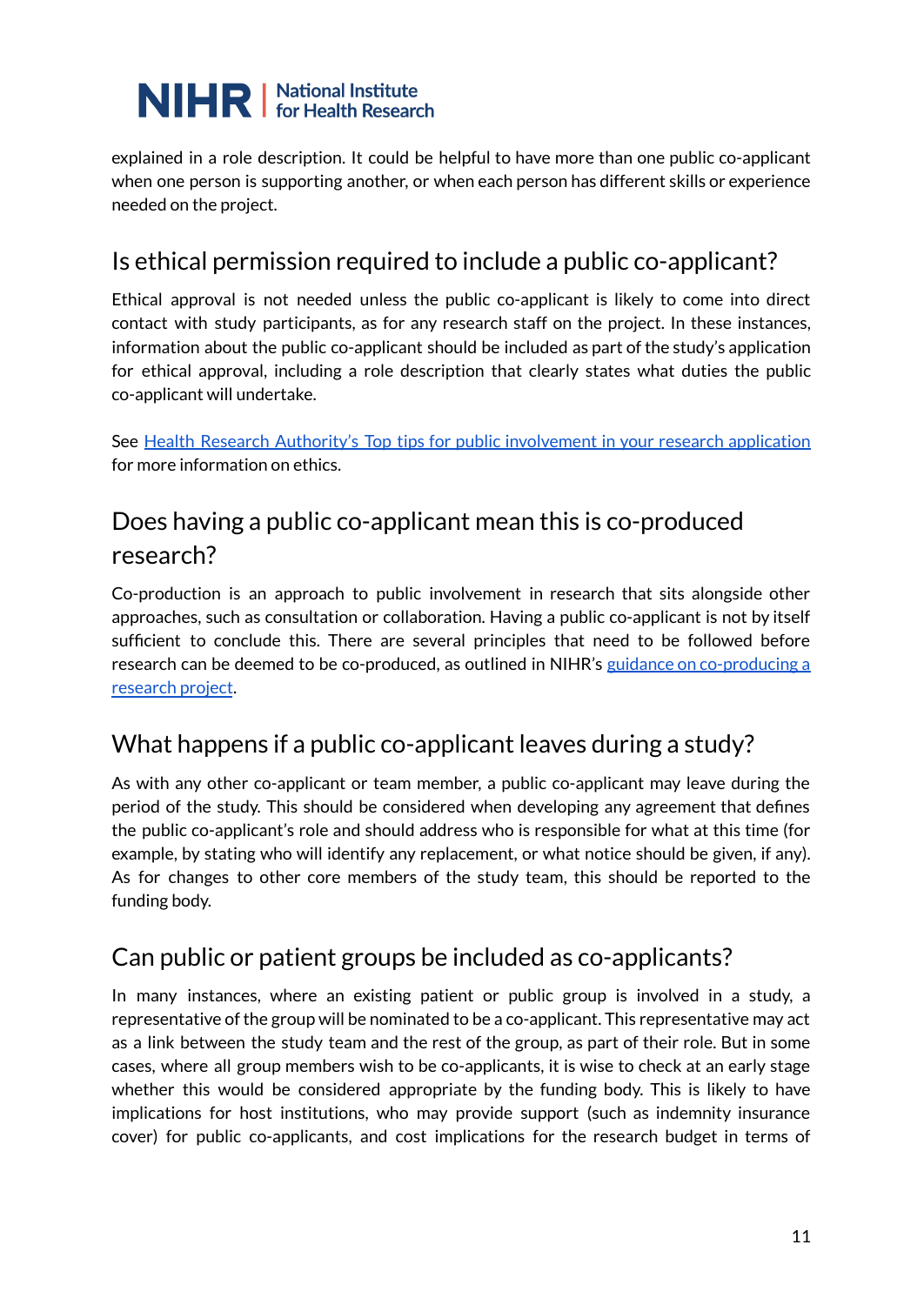explained in a role description. It could be helpful to have more than one public co-applicant when one person is supporting another, or when each person has different skills or experience needed on the project.

## Is ethical permission required to include a public co-applicant?

Ethical approval is not needed unless the public co-applicant is likely to come into direct contact with study participants, as for any research staff on the project. In these instances, information about the public co-applicant should be included as part of the study's application for ethical approval, including a role description that clearly states what duties the public co-applicant will undertake.

See Health Research Authority's Top tips for public involvement in your research application for more information on ethics.

## Does having a public co-applicant mean this is co-produced research?

Co-production is an approach to public involvement in research that sits alongside other approaches, such as consultation or collaboration. Having a public co-applicant is not by itself sufficient to conclude this. There are several principles that need to be followed before research can be deemed to be co-produced, as outlined in NIHR's guidance on co-producing a research project.

## What happens if a public co-applicant leaves during a study?

As with any other co-applicant or team member, a public co-applicant may leave during the period of the study. This should be considered when developing any agreement that defines the public co-applicant's role and should address who is responsible for what at this time (for example, by stating who will identify any replacement, or what notice should be given, if any). As for changes to other core members of the study team, this should be reported to the funding body.

## Can public or patient groups be included as co-applicants?

In many instances, where an existing patient or public group is involved in a study, a representative of the group will be nominated to be a co-applicant. This representative may act as a link between the study team and the rest of the group, as part of their role. But in some cases, where all group members wish to be co-applicants, it is wise to check at an early stage whether this would be considered appropriate by the funding body. This is likely to have implications for host institutions, who may provide support (such as indemnity insurance cover) for public co-applicants, and cost implications for the research budget in terms of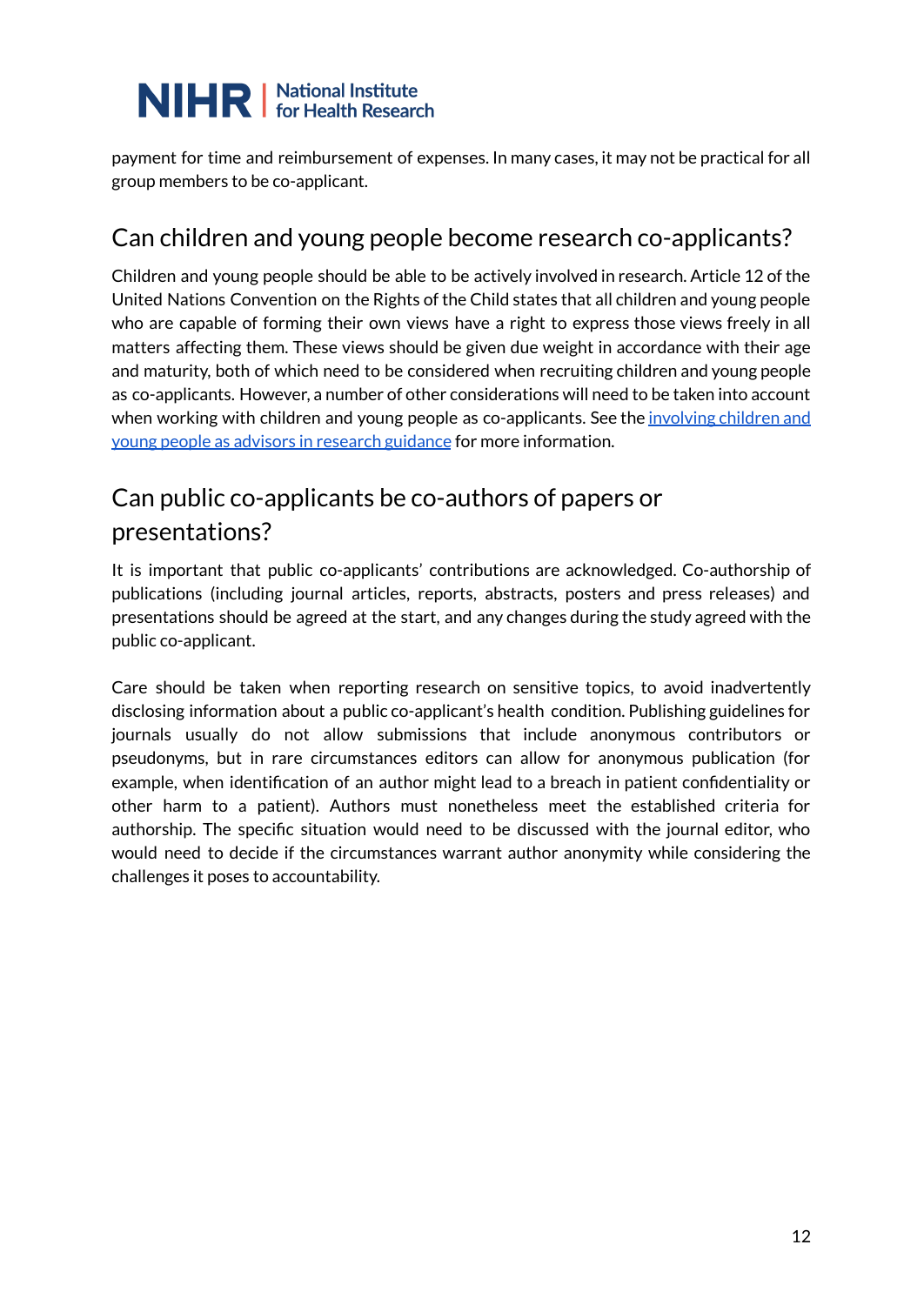payment for time and reimbursement of expenses. In many cases, it may not be practical for all group members to be co-applicant.

## Can children and young people become research co-applicants?

Children and young people should be able to be actively involved in research. Article 12 of the United Nations Convention on the Rights of the Child states that all children and young people who are capable of forming their own views have a right to express those views freely in all matters affecting them. These views should be given due weight in accordance with their age and maturity, both of which need to be considered when recruiting children and young people as co-applicants. However, a number of other considerations will need to be taken into account when working with children and young people as co-applicants. See the involving children and young people as advisors in research guidance for more information.

## Can public co-applicants be co-authors of papers or presentations?

It is important that public co-applicants' contributions are acknowledged. Co-authorship of publications (including journal articles, reports, abstracts, posters and press releases) and presentations should be agreed at the start, and any changes during the study agreed with the public co-applicant.

Care should be taken when reporting research on sensitive topics, to avoid inadvertently disclosing information about a public co-applicant's health condition. Publishing guidelines for journals usually do not allow submissions that include anonymous contributors or pseudonyms, but in rare circumstances editors can allow for anonymous publication (for example, when identification of an author might lead to a breach in patient confidentiality or other harm to a patient). Authors must nonetheless meet the established criteria for authorship. The specific situation would need to be discussed with the journal editor, who would need to decide if the circumstances warrant author anonymity while considering the challenges it poses to accountability.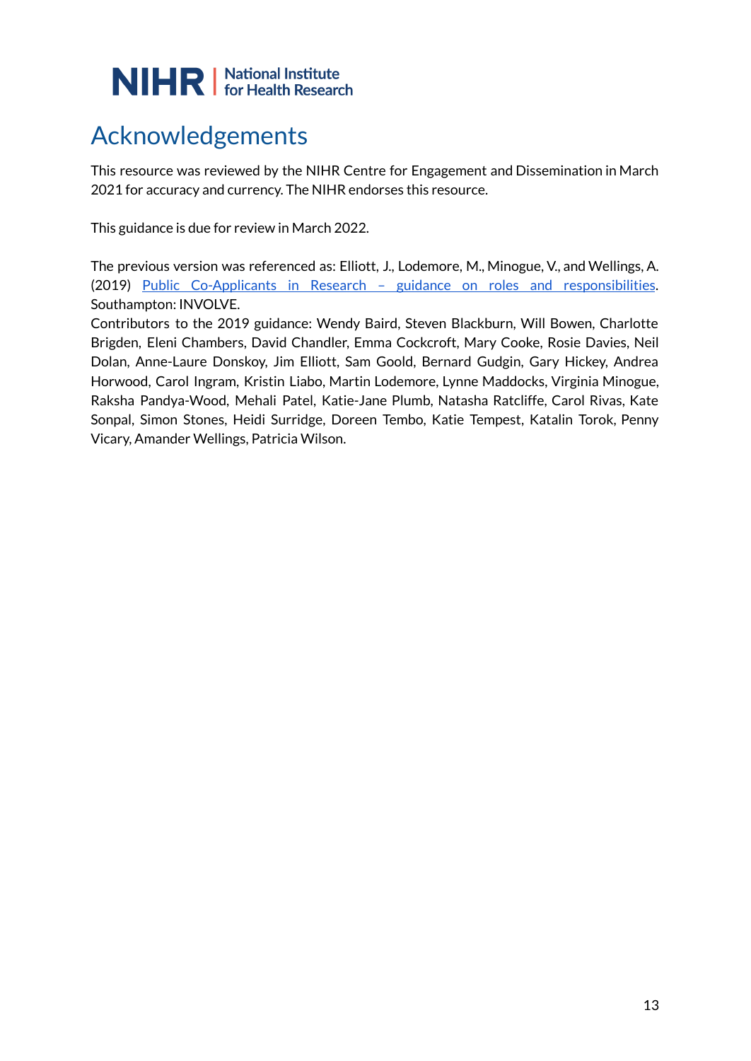# Acknowledgements

This resource was reviewed by the NIHR Centre for Engagement and Dissemination in March 2021 for accuracy and currency. The NIHR endorses this resource.

This guidance is due for review in March 2022.

The previous version was referenced as: Elliott, J., Lodemore, M., Minogue, V., and Wellings, A. (2019) Public Co-Applicants in Research – guidance on roles and responsibilities. Southampton: INVOLVE.

Contributors to the 2019 guidance: Wendy Baird, Steven Blackburn, Will Bowen, Charlotte Brigden, Eleni Chambers, David Chandler, Emma Cockcroft, Mary Cooke, Rosie Davies, Neil Dolan, Anne-Laure Donskoy, Jim Elliott, Sam Goold, Bernard Gudgin, Gary Hickey, Andrea Horwood, Carol Ingram, Kristin Liabo, Martin Lodemore, Lynne Maddocks, Virginia Minogue, Raksha Pandya-Wood, Mehali Patel, Katie-Jane Plumb, Natasha Ratcliffe, Carol Rivas, Kate Sonpal, Simon Stones, Heidi Surridge, Doreen Tembo, Katie Tempest, Katalin Torok, Penny Vicary, Amander Wellings, Patricia Wilson.